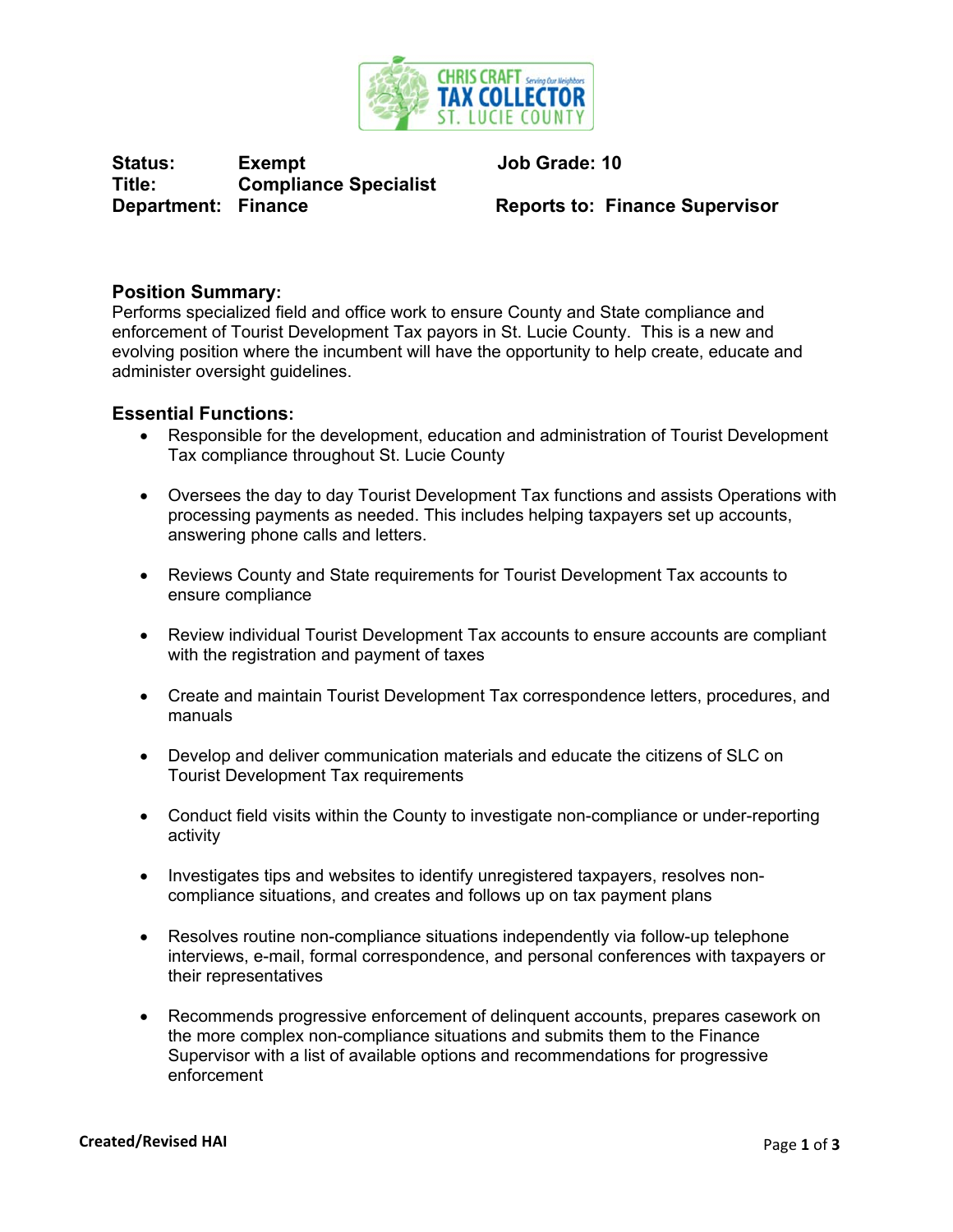CHRIS CRAFT Serving Our Neighbors TAX COLLECTOR ST. LUCIE COUNTY

**Status:** Exempt **Job Grade: 10**
**Title:** Compliance Specialist
**Department:** Finance **Reports to:** Finance Supervisor

## Position Summary:

Performs specialized field and office work to ensure County and State compliance and enforcement of Tourist Development Tax payors in St. Lucie County. This is a new and evolving position where the incumbent will have the opportunity to help create, educate and administer oversight guidelines.

## Essential Functions:

- Responsible for the development, education and administration of Tourist Development Tax compliance throughout St. Lucie County
- Oversees the day to day Tourist Development Tax functions and assists Operations with processing payments as needed. This includes helping taxpayers set up accounts, answering phone calls and letters.
- Reviews County and State requirements for Tourist Development Tax accounts to ensure compliance
- Review individual Tourist Development Tax accounts to ensure accounts are compliant with the registration and payment of taxes
- Create and maintain Tourist Development Tax correspondence letters, procedures, and manuals
- Develop and deliver communication materials and educate the citizens of SLC on Tourist Development Tax requirements
- Conduct field visits within the County to investigate non-compliance or under-reporting activity
- Investigates tips and websites to identify unregistered taxpayers, resolves non-compliance situations, and creates and follows up on tax payment plans
- Resolves routine non-compliance situations independently via follow-up telephone interviews, e-mail, formal correspondence, and personal conferences with taxpayers or their representatives
- Recommends progressive enforcement of delinquent accounts, prepares casework on the more complex non-compliance situations and submits them to the Finance Supervisor with a list of available options and recommendations for progressive enforcement

**Created/Revised HAI**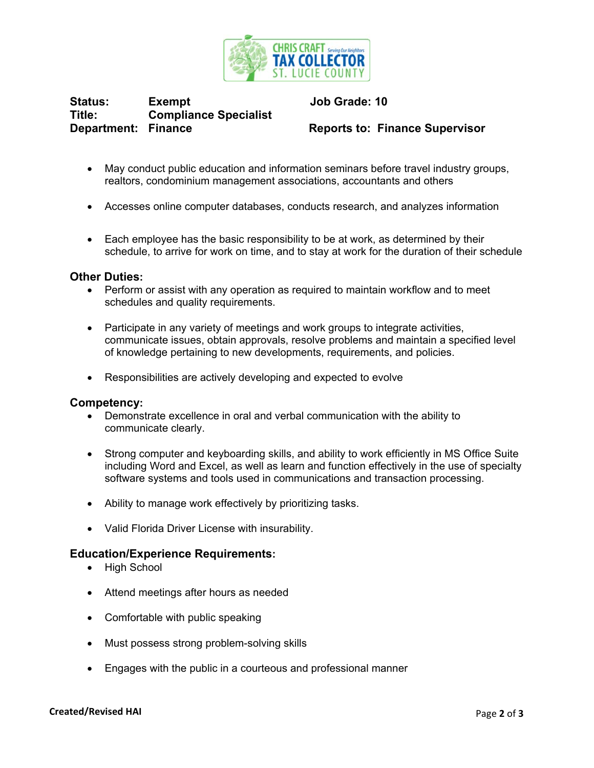CHRIS CRAFT Serving Our Neighbors TAX COLLECTOR ST. LUCIE COUNTY

| | | |
|---|---|---|
| **Status:** | **Exempt** | **Job Grade: 10** |
| **Title:** | **Compliance Specialist** | |
| **Department:** | **Finance** | **Reports to: Finance Supervisor** |

- May conduct public education and information seminars before travel industry groups, realtors, condominium management associations, accountants and others
- Accesses online computer databases, conducts research, and analyzes information
- Each employee has the basic responsibility to be at work, as determined by their schedule, to arrive for work on time, and to stay at work for the duration of their schedule

### Other Duties:

- Perform or assist with any operation as required to maintain workflow and to meet schedules and quality requirements.
- Participate in any variety of meetings and work groups to integrate activities, communicate issues, obtain approvals, resolve problems and maintain a specified level of knowledge pertaining to new developments, requirements, and policies.
- Responsibilities are actively developing and expected to evolve

### Competency:

- Demonstrate excellence in oral and verbal communication with the ability to communicate clearly.
- Strong computer and keyboarding skills, and ability to work efficiently in MS Office Suite including Word and Excel, as well as learn and function effectively in the use of specialty software systems and tools used in communications and transaction processing.
- Ability to manage work effectively by prioritizing tasks.
- Valid Florida Driver License with insurability.

### Education/Experience Requirements:

- High School
- Attend meetings after hours as needed
- Comfortable with public speaking
- Must possess strong problem-solving skills
- Engages with the public in a courteous and professional manner

**Created/Revised HAI**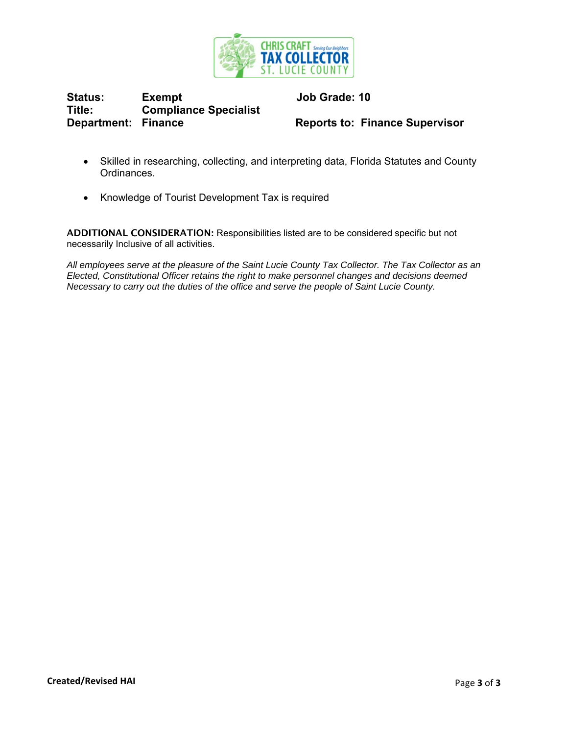**Status:** **Exempt** **Job Grade: 10**
**Title:** **Compliance Specialist**
**Department:** **Finance** **Reports to: Finance Supervisor**

- Skilled in researching, collecting, and interpreting data, Florida Statutes and County Ordinances.
- Knowledge of Tourist Development Tax is required

**ADDITIONAL CONSIDERATION:** Responsibilities listed are to be considered specific but not necessarily Inclusive of all activities.

*All employees serve at the pleasure of the Saint Lucie County Tax Collector. The Tax Collector as an Elected, Constitutional Officer retains the right to make personnel changes and decisions deemed Necessary to carry out the duties of the office and serve the people of Saint Lucie County.*

**Created/Revised HAI**